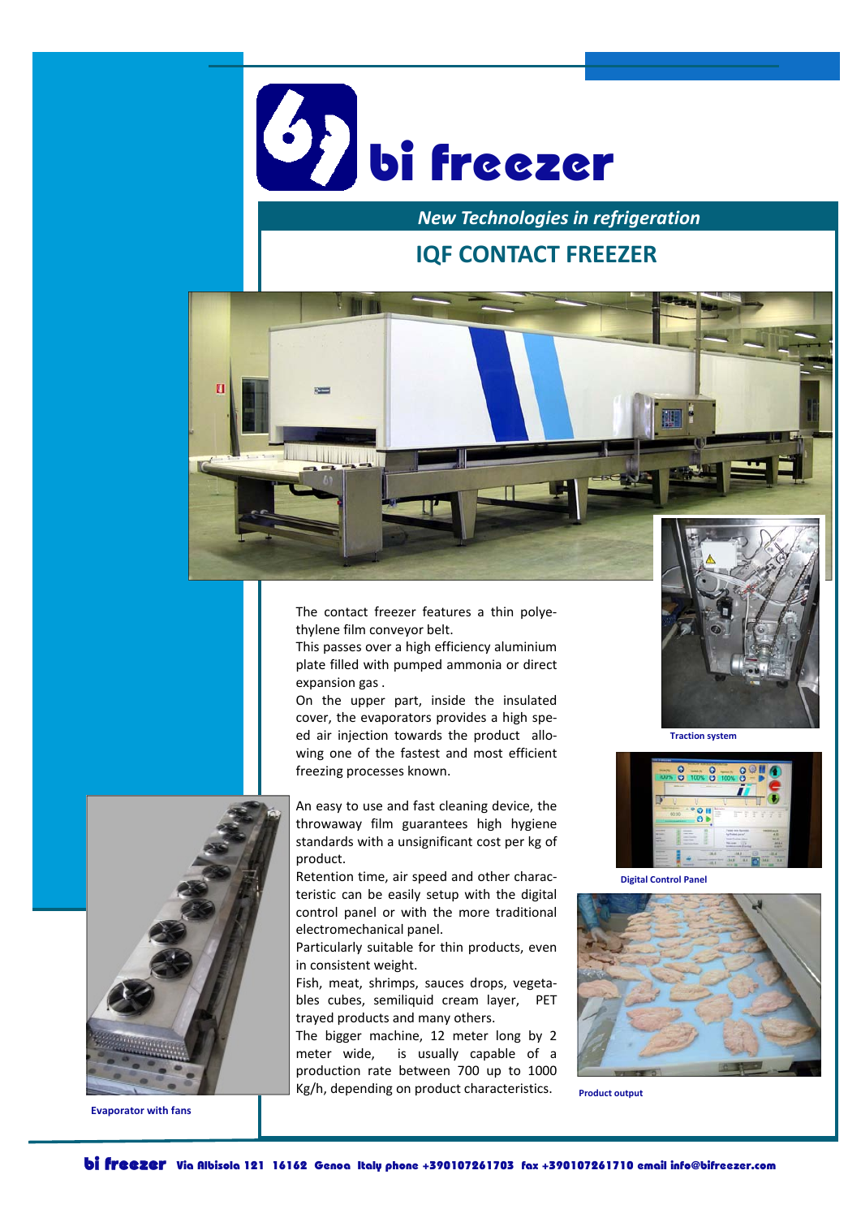# bi freezer

*New Technologies in refrigeration*

## IQF CONTACT FREEZER

The contact freezer features a thin polyethylene film conveyor belt.
This passes over a high efficiency aluminium plate filled with pumped ammonia or direct expansion gas .
On the upper part, inside the insulated cover, the evaporators provides a high speed air injection towards the product allowing one of the fastest and most efficient freezing processes known.

An easy to use and fast cleaning device, the throwaway film guarantees high hygiene standards with a unsignificant cost per kg of product.
Retention time, air speed and other characteristic can be easily setup with the digital control panel or with the more traditional electromechanical panel.
Particularly suitable for thin products, even in consistent weight.
Fish, meat, shrimps, sauces drops, vegetables cubes, semiliquid cream layer, PET trayed products and many others.
The bigger machine, 12 meter long by 2 meter wide, is usually capable of a production rate between 700 up to 1000 Kg/h, depending on product characteristics.

**Traction system**

**Digital Control Panel**

**Product output**

**Evaporator with fans**

**bi freezer** Via Albisola 121 16162 Genoa Italy phone +390107261703 fax +390107261710 email info@bifreezer.com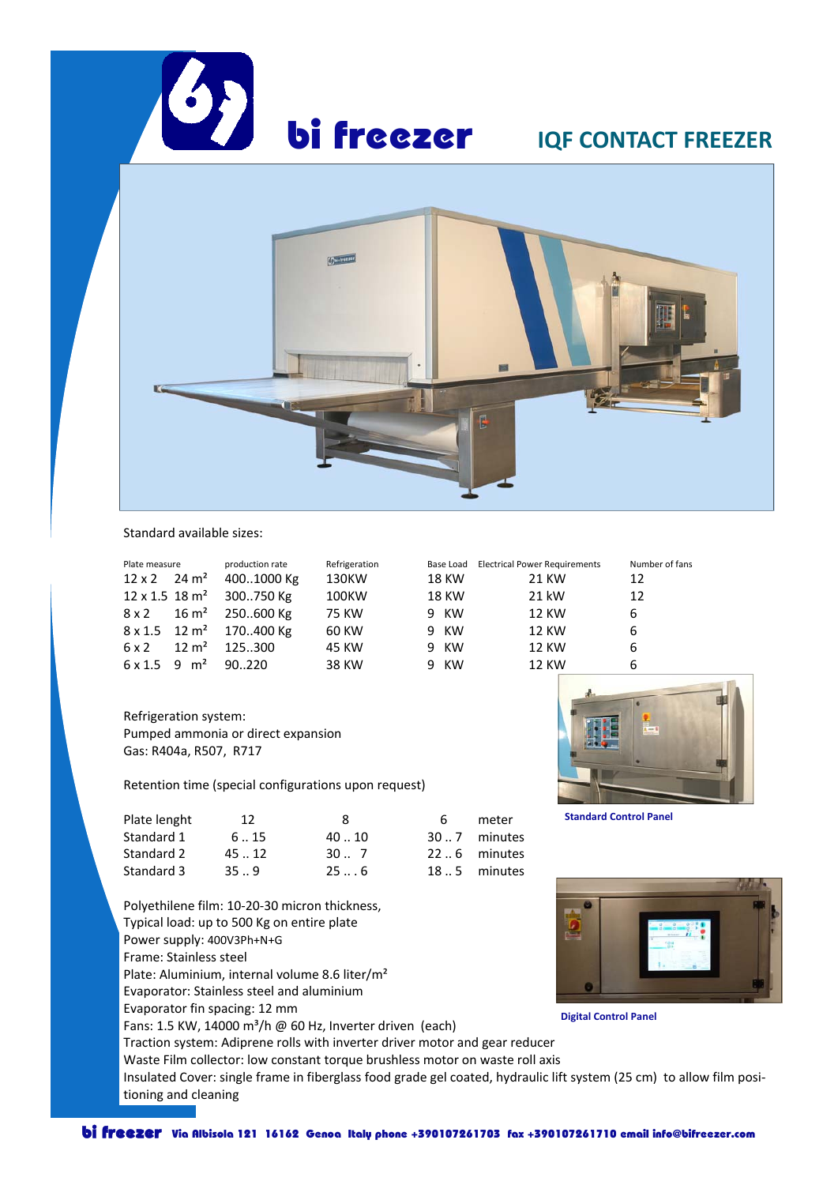# bi freezer

## IQF CONTACT FREEZER

Standard available sizes:

| Plate measure | | production rate | Refrigeration | Base Load | Electrical Power Requirements | Number of fans |
|---|---|---|---|---|---|---|
| 12 x 2 | 24 m² | 400..1000 Kg | 130KW | 18 KW | 21 KW | 12 |
| 12 x 1.5 | 18 m² | 300..750 Kg | 100KW | 18 KW | 21 kW | 12 |
| 8 x 2 | 16 m² | 250..600 Kg | 75 KW | 9 KW | 12 KW | 6 |
| 8 x 1.5 | 12 m² | 170..400 Kg | 60 KW | 9 KW | 12 KW | 6 |
| 6 x 2 | 12 m² | 125..300 | 45 KW | 9 KW | 12 KW | 6 |
| 6 x 1.5 | 9 m² | 90..220 | 38 KW | 9 KW | 12 KW | 6 |

Refrigeration system:
Pumped ammonia or direct expansion
Gas: R404a, R507, R717

Retention time (special configurations upon request)

| Plate lenght | 12 | 8 | 6 | meter |
|---|---|---|---|---|
| Standard 1 | 6 .. 15 | 40 .. 10 | 30 .. 7 | minutes |
| Standard 2 | 45 .. 12 | 30 .. 7 | 22 .. 6 | minutes |
| Standard 3 | 35 .. 9 | 25 .. . 6 | 18 .. 5 | minutes |

Standard Control Panel

Digital Control Panel

Polyethilene film: 10-20-30 micron thickness,
Typical load: up to 500 Kg on entire plate
Power supply: 400V3Ph+N+G
Frame: Stainless steel
Plate: Aluminium, internal volume 8.6 liter/m²
Evaporator: Stainless steel and aluminium
Evaporator fin spacing: 12 mm
Fans: 1.5 KW, 14000 m³/h @ 60 Hz, Inverter driven (each)
Traction system: Adiprene rolls with inverter driver motor and gear reducer
Waste Film collector: low constant torque brushless motor on waste roll axis
Insulated Cover: single frame in fiberglass food grade gel coated, hydraulic lift system (25 cm) to allow film positioning and cleaning

**bi freezer** Via Albisola 121 16162 Genoa Italy phone +390107261703 fax +390107261710 email info@bifreezer.com